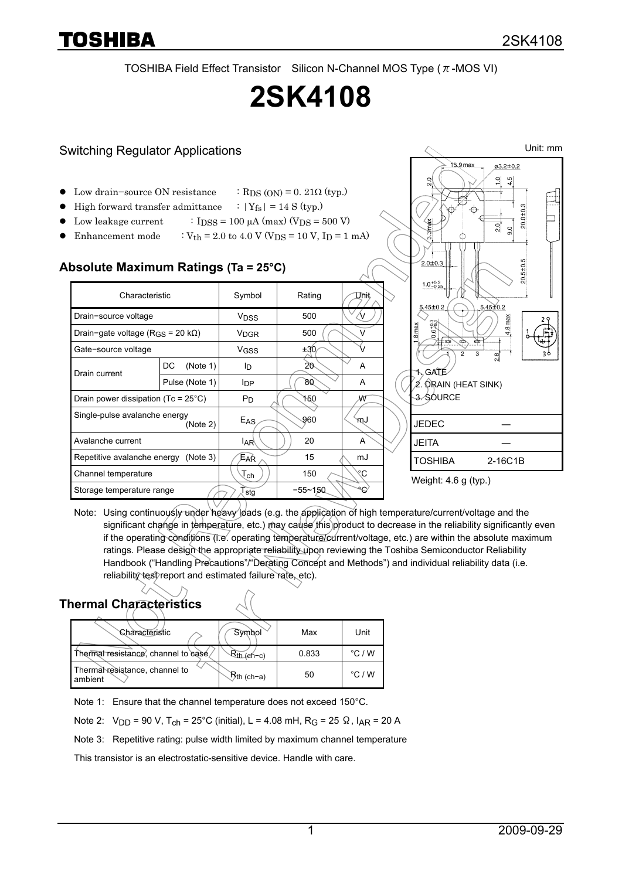TOSHIBA Field Effect Transistor Silicon N-Channel MOS Type (π-MOS VI)

# 2SK4108

## Switching Regulator Applications

- Low drain−source ON resistance : $R_{DS\ (ON)}$ = 0. 21Ω (typ.)
- High forward transfer admittance : $|Y_{fs}|$ = 14 S (typ.)
- Low leakage current : $I_{DSS}$ = 100 μA (max) ($V_{DS}$ = 500 V)
- Enhancement mode : $V_{th}$ = 2.0 to 4.0 V ($V_{DS}$ = 10 V, $I_D$ = 1 mA)

Unit: mm

1. GATE
2. DRAIN (HEAT SINK)
3. SOURCE

| | |
|---|---|
| JEDEC | ― |
| JEITA | ― |
| TOSHIBA | 2-16C1B |

Weight: 4.6 g (typ.)

## Absolute Maximum Ratings (Ta = 25°C)

| Characteristic | | Symbol | Rating | Unit |
|---|---|---|---|---|
| Drain−source voltage | | $V_{DSS}$ | 500 | V |
| Drain−gate voltage ($R_{GS}$ = 20 kΩ) | | $V_{DGR}$ | 500 | V |
| Gate−source voltage | | $V_{GSS}$ | ±30 | V |
| Drain current | DC (Note 1) | $I_D$ | 20 | A |
| | Pulse (Note 1) | $I_{DP}$ | 80 | A |
| Drain power dissipation (Tc = 25°C) | | $P_D$ | 150 | W |
| Single-pulse avalanche energy (Note 2) | | $E_{AS}$ | 960 | mJ |
| Avalanche current | | $I_{AR}$ | 20 | A |
| Repetitive avalanche energy (Note 3) | | $E_{AR}$ | 15 | mJ |
| Channel temperature | | $T_{ch}$ | 150 | °C |
| Storage temperature range | | $T_{stg}$ | −55~150 | °C |

Note: Using continuously under heavy loads (e.g. the application of high temperature/current/voltage and the significant change in temperature, etc.) may cause this product to decrease in the reliability significantly even if the operating conditions (i.e. operating temperature/current/voltage, etc.) are within the absolute maximum ratings. Please design the appropriate reliability upon reviewing the Toshiba Semiconductor Reliability Handbook ("Handling Precautions"/"Derating Concept and Methods") and individual reliability data (i.e. reliability test report and estimated failure rate, etc).

## Thermal Characteristics

| Characteristic | Symbol | Max | Unit |
|---|---|---|---|
| Thermal resistance, channel to case | $R_{th\ (ch-c)}$ | 0.833 | °C / W |
| Thermal resistance, channel to ambient | $R_{th\ (ch-a)}$ | 50 | °C / W |

Note 1: Ensure that the channel temperature does not exceed 150°C.

Note 2: $V_{DD}$ = 90 V, $T_{ch}$ = 25°C (initial), L = 4.08 mH, $R_G$ = 25 Ω, $I_{AR}$ = 20 A

Note 3: Repetitive rating: pulse width limited by maximum channel temperature

This transistor is an electrostatic-sensitive device. Handle with care.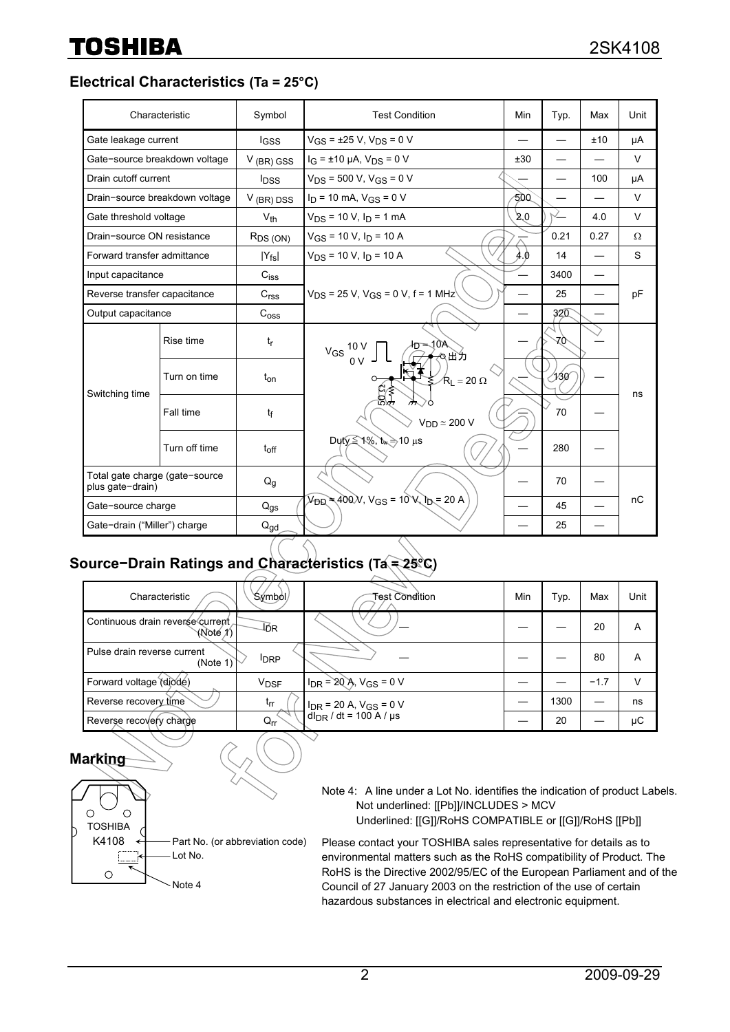## Electrical Characteristics (Ta = 25°C)

| Characteristic | | Symbol | Test Condition | Min | Typ. | Max | Unit |
|---|---|---|---|---|---|---|---|
| Gate leakage current | | $I_{GSS}$ | $V_{GS}$ = ±25 V, $V_{DS}$ = 0 V | — | — | ±10 | μA |
| Gate−source breakdown voltage | | $V_{(BR)\ GSS}$ | $I_G$ = ±10 μA, $V_{DS}$ = 0 V | ±30 | — | — | V |
| Drain cutoff current | | $I_{DSS}$ | $V_{DS}$ = 500 V, $V_{GS}$ = 0 V | — | — | 100 | μA |
| Drain−source breakdown voltage | | $V_{(BR)\ DSS}$ | $I_D$ = 10 mA, $V_{GS}$ = 0 V | 500 | — | — | V |
| Gate threshold voltage | | $V_{th}$ | $V_{DS}$ = 10 V, $I_D$ = 1 mA | 2.0 | — | 4.0 | V |
| Drain−source ON resistance | | $R_{DS\ (ON)}$ | $V_{GS}$ = 10 V, $I_D$ = 10 A | — | 0.21 | 0.27 | Ω |
| Forward transfer admittance | | $\lvert Y_{fs} \rvert$ | $V_{DS}$ = 10 V, $I_D$ = 10 A | 4.0 | 14 | — | S |
| Input capacitance | | $C_{iss}$ | $V_{DS}$ = 25 V, $V_{GS}$ = 0 V, f = 1 MHz | — | 3400 | — | pF |
| Reverse transfer capacitance | | $C_{rss}$ | | — | 25 | — | |
| Output capacitance | | $C_{oss}$ | | — | 320 | — | |
| Switching time | Rise time | $t_r$ | $V_{GS}$ 10 V / 0 V, $I_D$ = 10A, 出力, $R_L$ = 20 Ω, 50 Ω, $V_{DD}$ ≃ 200 V, Duty ≦ 1%, $t_w$ = 10 μs | — | 70 | — | ns |
| | Turn on time | $t_{on}$ | | — | 130 | — | |
| | Fall time | $t_f$ | | — | 70 | — | |
| | Turn off time | $t_{off}$ | | — | 280 | — | |
| Total gate charge (gate−source plus gate−drain) | | $Q_g$ | $V_{DD}$ ≈ 400 V, $V_{GS}$ = 10 V, $I_D$ = 20 A | — | 70 | — | nC |
| Gate−source charge | | $Q_{gs}$ | | — | 45 | — | |
| Gate−drain (“Miller”) charge | | $Q_{gd}$ | | — | 25 | — | |

## Source−Drain Ratings and Characteristics (Ta = 25°C)

| Characteristic | Symbol | Test Condition | Min | Typ. | Max | Unit |
|---|---|---|---|---|---|---|
| Continuous drain reverse current (Note 1) | $I_{DR}$ | — | — | — | 20 | A |
| Pulse drain reverse current (Note 1) | $I_{DRP}$ | — | — | — | 80 | A |
| Forward voltage (diode) | $V_{DSF}$ | $I_{DR}$ = 20 A, $V_{GS}$ = 0 V | — | — | −1.7 | V |
| Reverse recovery time | $t_{rr}$ | $I_{DR}$ = 20 A, $V_{GS}$ = 0 V, $dI_{DR}$ / dt = 100 A / μs | — | 1300 | — | ns |
| Reverse recovery charge | $Q_{rr}$ | | — | 20 | — | μC |

## Marking

TOSHIBA
K4108

- Part No. (or abbreviation code)
- Lot No.
- Note 4

Note 4: A line under a Lot No. identifies the indication of product Labels.
Not underlined: [[Pb]]/INCLUDES > MCV
Underlined: [[G]]/RoHS COMPATIBLE or [[G]]/RoHS [[Pb]]

Please contact your TOSHIBA sales representative for details as to environmental matters such as the RoHS compatibility of Product. The RoHS is the Directive 2002/95/EC of the European Parliament and of the Council of 27 January 2003 on the restriction of the use of certain hazardous substances in electrical and electronic equipment.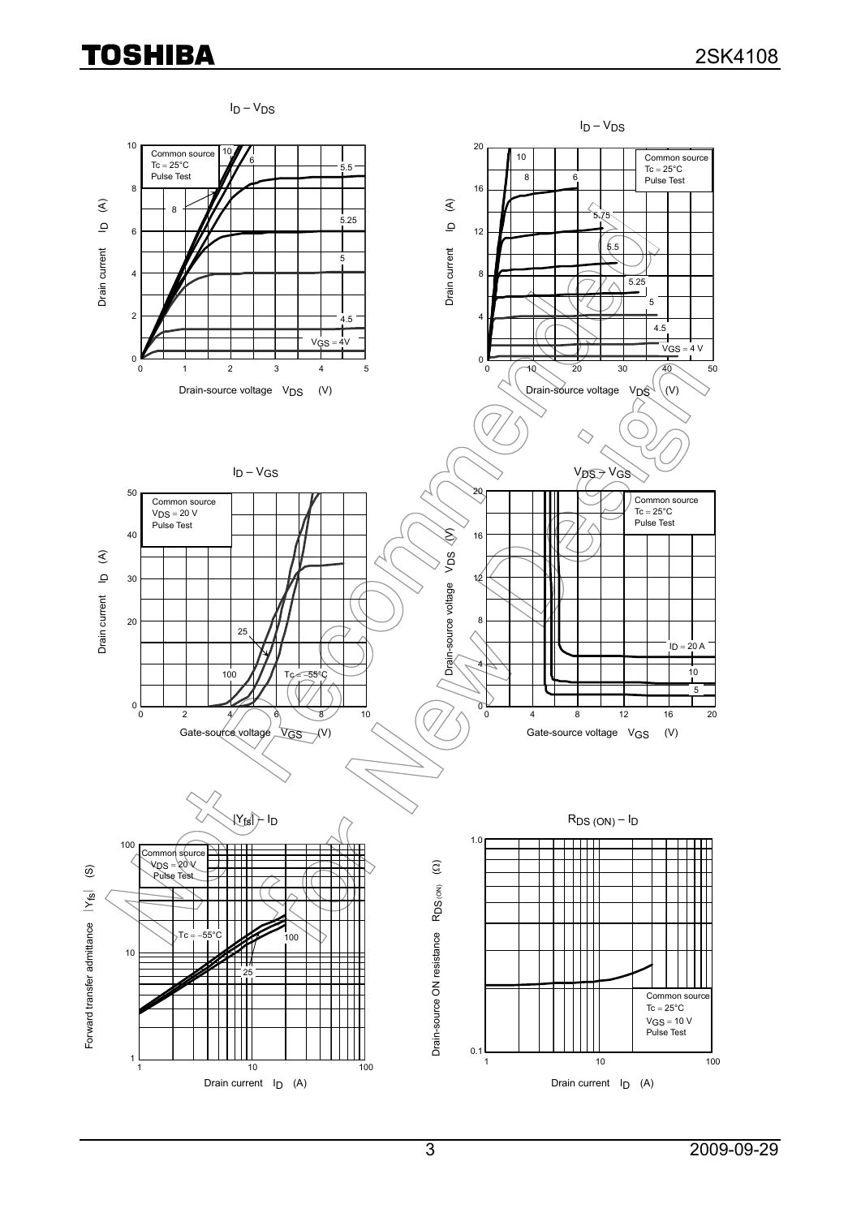## $I_D – V_{DS}$

Common source
Tc = 25°C
Pulse Test

Drain current $I_D$ (A)

Drain-source voltage $V_{DS}$ (V)

$V_{GS}$ = 4 V, 4.5, 5, 5.25, 5.5, 6, 8, 10

## $I_D – V_{DS}$

Common source
Tc = 25°C
Pulse Test

Drain current $I_D$ (A)

Drain-source voltage $V_{DS}$ (V)

$V_{GS}$ = 4 V, 4.5, 5, 5.25, 5.5, 5.75, 6, 8, 10

## $I_D – V_{GS}$

Common source
$V_{DS}$ = 20 V
Pulse Test

Drain current $I_D$ (A)

Gate-source voltage $V_{GS}$ (V)

Tc = −55°C, 25, 100

## $V_{DS} – V_{GS}$

Common source
Tc = 25°C
Pulse Test

Drain-source voltage $V_{DS}$ (V)

Gate-source voltage $V_{GS}$ (V)

$I_D$ = 20 A, 10, 5

## $|Y_{fs}| – I_D$

Common source
$V_{DS}$ = 20 V
Pulse Test

Forward transfer admittance $|Y_{fs}|$ (S)

Drain current $I_D$ (A)

Tc = −55°C, 25, 100

## $R_{DS (ON)} – I_D$

Common source
Tc = 25°C
$V_{GS}$ = 10 V
Pulse Test

Drain-source ON resistance $R_{DS (ON)}$ (Ω)

Drain current $I_D$ (A)

Not Recommended for New Design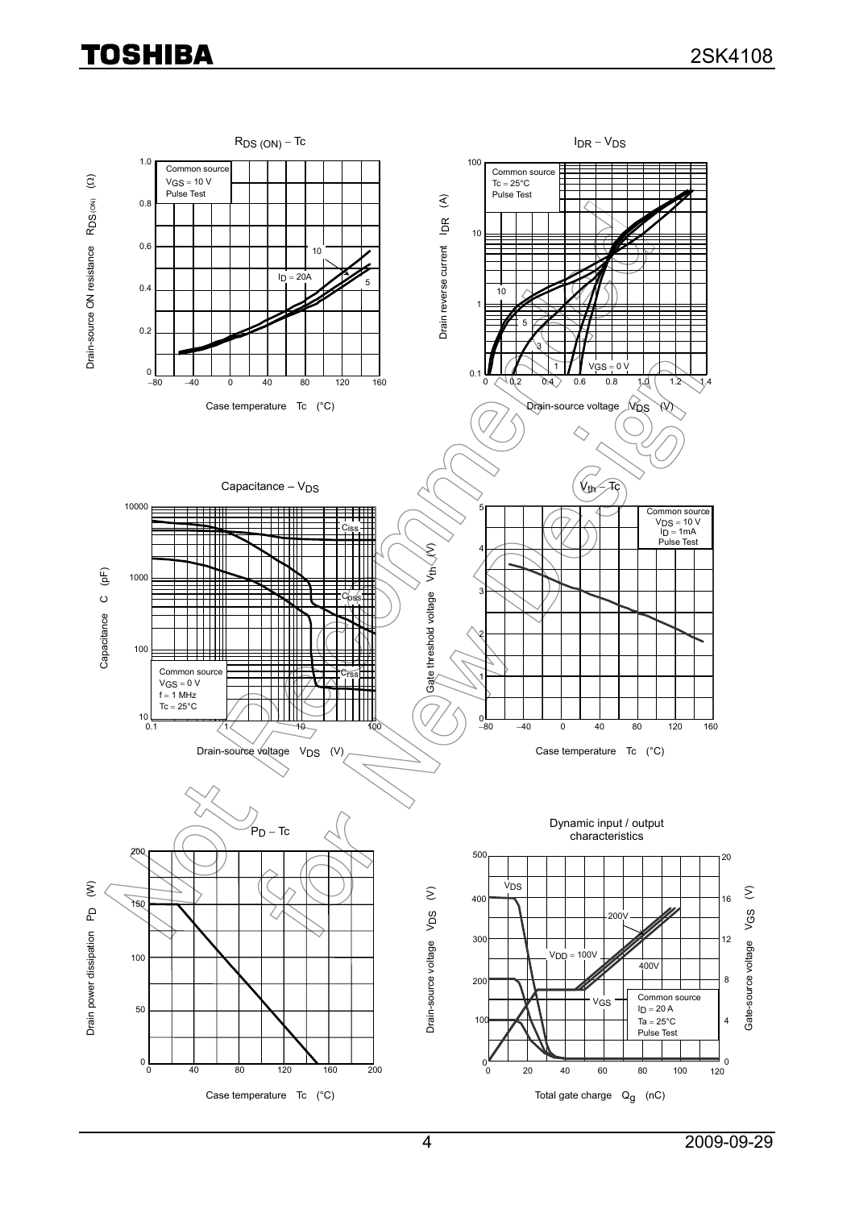$R_{DS\,(ON)}$ – Tc

Common source
$V_{GS}$ = 10 V
Pulse Test

$I_D$ = 20A, 10, 5

Drain-source ON resistance $R_{DS\,(ON)}$ (Ω)

Case temperature Tc (°C)

$I_{DR}$ – $V_{DS}$

Common source
Tc = 25°C
Pulse Test

10, 5, 3, 1, $V_{GS}$ = 0 V

Drain reverse current $I_{DR}$ (A)

Drain-source voltage $V_{DS}$ (V)

Capacitance – $V_{DS}$

$C_{iss}$, $C_{oss}$, $C_{rss}$

Common source
$V_{GS}$ = 0 V
f = 1 MHz
Tc = 25°C

Capacitance C (pF)

Drain-source voltage $V_{DS}$ (V)

$V_{th}$ – Tc

Common source
$V_{DS}$ = 10 V
$I_D$ = 1mA
Pulse Test

Gate threshold voltage $V_{th}$ (V)

Case temperature Tc (°C)

$P_D$ – Tc

Drain power dissipation $P_D$ (W)

Case temperature Tc (°C)

Dynamic input / output characteristics

$V_{DS}$, $V_{GS}$

$V_{DD}$ = 100V, 200V, 400V

Common source
$I_D$ = 20 A
Ta = 25°C
Pulse Test

Drain-source voltage $V_{DS}$ (V)

Gate-source voltage $V_{GS}$ (V)

Total gate charge $Q_g$ (nC)

Not Recommended for New Design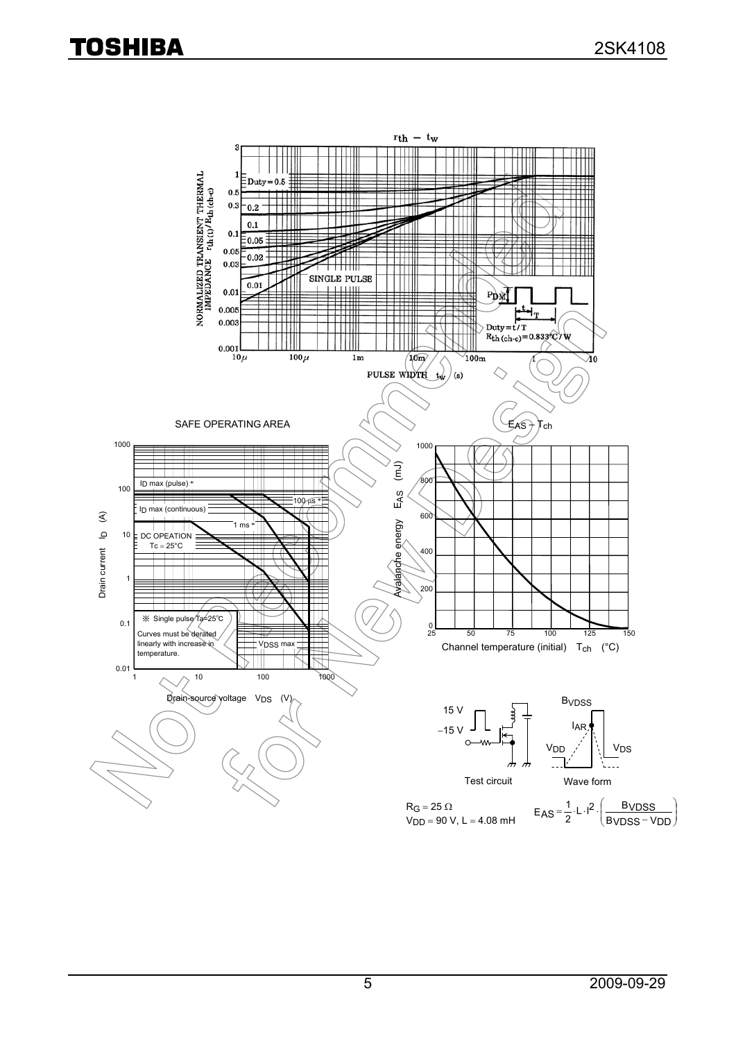## $r_{th} - t_w$

NORMALIZED TRANSIENT THERMAL IMPEDANCE $r_{th}(t)/R_{th(ch-c)}$

Duty = 0.5, 0.2, 0.1, 0.05, 0.02, 0.01, SINGLE PULSE

$P_{DM}$, t, T

Duty = t/T
$R_{th(ch-c)} = 0.833°C/W$

PULSE WIDTH $t_w$ (s)

## SAFE OPERATING AREA

ID max (pulse) *

ID max (continuous)

100 μs *

1 ms *

DC OPEATION
Tc = 25°C

※ Single pulse Ta=25°C

Curves must be derated linearly with increase in temperature.

VDSS max

Drain current $I_D$ (A)

Drain-source voltage $V_{DS}$ (V)

## $E_{AS} - T_{ch}$

Avalanche energy $E_{AS}$ (mJ)

Channel temperature (initial) $T_{ch}$ (°C)

15 V

−15 V

Test circuit

$B_{VDSS}$

$I_{AR}$

$V_{DD}$

$V_{DS}$

Wave form

$R_G = 25\ \Omega$
$V_{DD} = 90\ V$, $L = 4.08\ mH$

$$E_{AS} = \frac{1}{2} \cdot L \cdot I^2 \cdot \left( \frac{B_{VDSS}}{B_{VDSS} - V_{DD}} \right)$$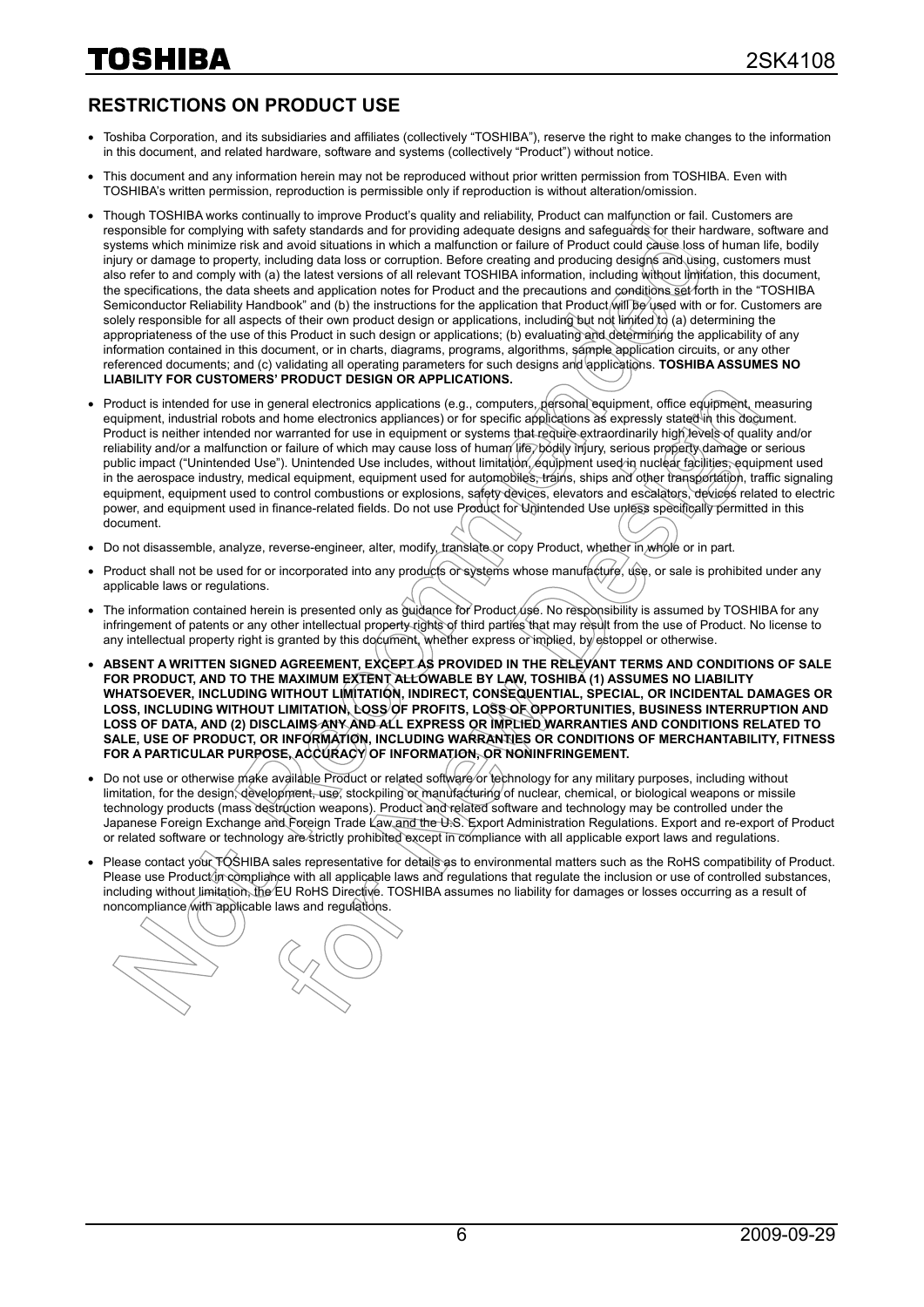## RESTRICTIONS ON PRODUCT USE

- Toshiba Corporation, and its subsidiaries and affiliates (collectively "TOSHIBA"), reserve the right to make changes to the information in this document, and related hardware, software and systems (collectively "Product") without notice.
- This document and any information herein may not be reproduced without prior written permission from TOSHIBA. Even with TOSHIBA's written permission, reproduction is permissible only if reproduction is without alteration/omission.
- Though TOSHIBA works continually to improve Product's quality and reliability, Product can malfunction or fail. Customers are responsible for complying with safety standards and for providing adequate designs and safeguards for their hardware, software and systems which minimize risk and avoid situations in which a malfunction or failure of Product could cause loss of human life, bodily injury or damage to property, including data loss or corruption. Before creating and producing designs and using, customers must also refer to and comply with (a) the latest versions of all relevant TOSHIBA information, including without limitation, this document, the specifications, the data sheets and application notes for Product and the precautions and conditions set forth in the "TOSHIBA Semiconductor Reliability Handbook" and (b) the instructions for the application that Product will be used with or for. Customers are solely responsible for all aspects of their own product design or applications, including but not limited to (a) determining the appropriateness of the use of this Product in such design or applications; (b) evaluating and determining the applicability of any information contained in this document, or in charts, diagrams, programs, algorithms, sample application circuits, or any other referenced documents; and (c) validating all operating parameters for such designs and applications. **TOSHIBA ASSUMES NO LIABILITY FOR CUSTOMERS' PRODUCT DESIGN OR APPLICATIONS.**
- Product is intended for use in general electronics applications (e.g., computers, personal equipment, office equipment, measuring equipment, industrial robots and home electronics appliances) or for specific applications as expressly stated in this document. Product is neither intended nor warranted for use in equipment or systems that require extraordinarily high levels of quality and/or reliability and/or a malfunction or failure of which may cause loss of human life, bodily injury, serious property damage or serious public impact ("Unintended Use"). Unintended Use includes, without limitation, equipment used in nuclear facilities, equipment used in the aerospace industry, medical equipment, equipment used for automobiles, trains, ships and other transportation, traffic signaling equipment, equipment used to control combustions or explosions, safety devices, elevators and escalators, devices related to electric power, and equipment used in finance-related fields. Do not use Product for Unintended Use unless specifically permitted in this document.
- Do not disassemble, analyze, reverse-engineer, alter, modify, translate or copy Product, whether in whole or in part.
- Product shall not be used for or incorporated into any products or systems whose manufacture, use, or sale is prohibited under any applicable laws or regulations.
- The information contained herein is presented only as guidance for Product use. No responsibility is assumed by TOSHIBA for any infringement of patents or any other intellectual property rights of third parties that may result from the use of Product. No license to any intellectual property right is granted by this document, whether express or implied, by estoppel or otherwise.
- **ABSENT A WRITTEN SIGNED AGREEMENT, EXCEPT AS PROVIDED IN THE RELEVANT TERMS AND CONDITIONS OF SALE FOR PRODUCT, AND TO THE MAXIMUM EXTENT ALLOWABLE BY LAW, TOSHIBA (1) ASSUMES NO LIABILITY WHATSOEVER, INCLUDING WITHOUT LIMITATION, INDIRECT, CONSEQUENTIAL, SPECIAL, OR INCIDENTAL DAMAGES OR LOSS, INCLUDING WITHOUT LIMITATION, LOSS OF PROFITS, LOSS OF OPPORTUNITIES, BUSINESS INTERRUPTION AND LOSS OF DATA, AND (2) DISCLAIMS ANY AND ALL EXPRESS OR IMPLIED WARRANTIES AND CONDITIONS RELATED TO SALE, USE OF PRODUCT, OR INFORMATION, INCLUDING WARRANTIES OR CONDITIONS OF MERCHANTABILITY, FITNESS FOR A PARTICULAR PURPOSE, ACCURACY OF INFORMATION, OR NONINFRINGEMENT.**
- Do not use or otherwise make available Product or related software or technology for any military purposes, including without limitation, for the design, development, use, stockpiling or manufacturing of nuclear, chemical, or biological weapons or missile technology products (mass destruction weapons). Product and related software and technology may be controlled under the Japanese Foreign Exchange and Foreign Trade Law and the U.S. Export Administration Regulations. Export and re-export of Product or related software or technology are strictly prohibited except in compliance with all applicable export laws and regulations.
- Please contact your TOSHIBA sales representative for details as to environmental matters such as the RoHS compatibility of Product. Please use Product in compliance with all applicable laws and regulations that regulate the inclusion or use of controlled substances, including without limitation, the EU RoHS Directive. TOSHIBA assumes no liability for damages or losses occurring as a result of noncompliance with applicable laws and regulations.